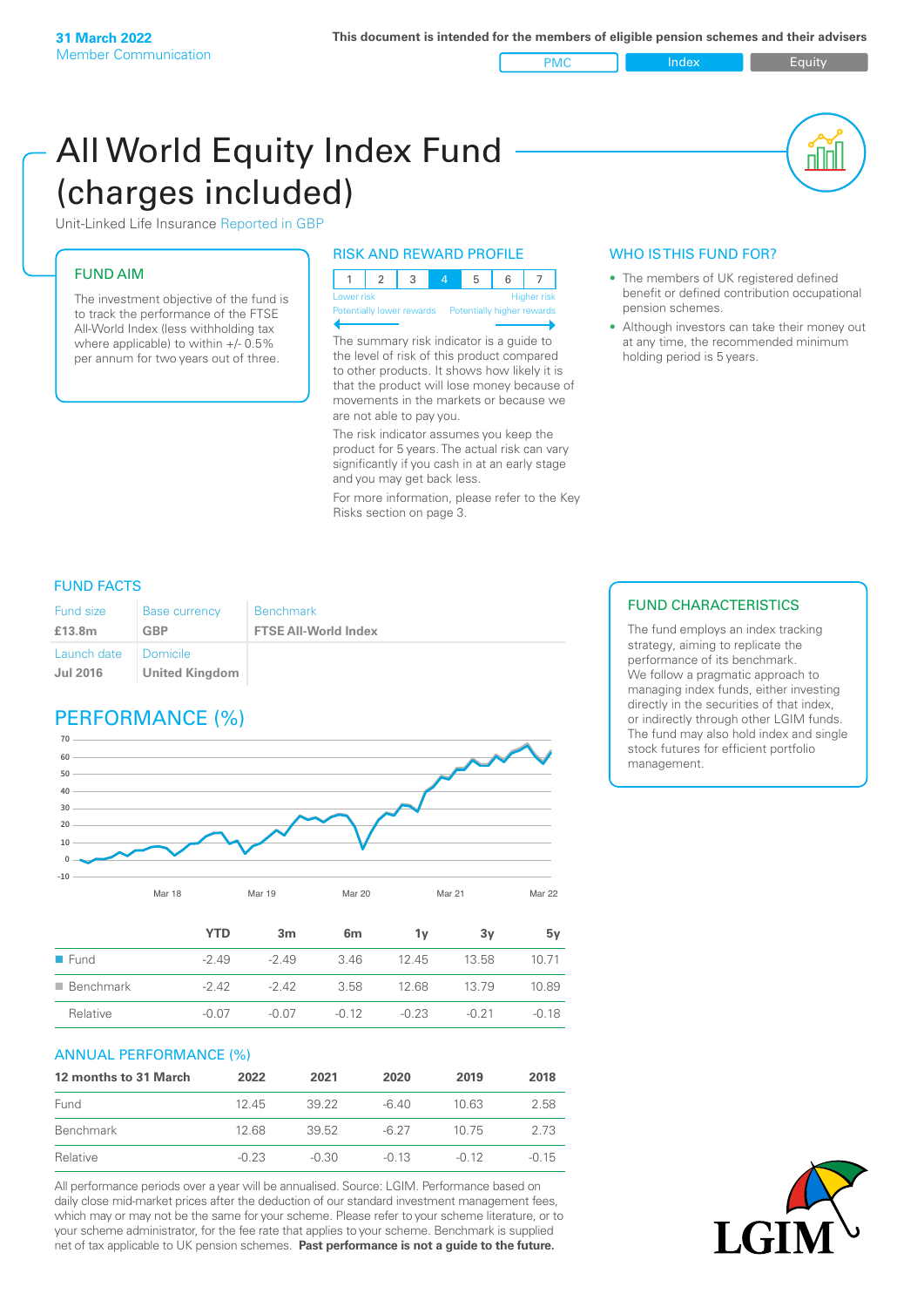**31 March 2022**
Member Communication

**This document is intended for the members of eligible pension schemes and their advisers**

PMC | Index | Equity

# All World Equity Index Fund (charges included)

Unit-Linked Life Insurance Reported in GBP

## FUND AIM

The investment objective of the fund is to track the performance of the FTSE All-World Index (less withholding tax where applicable) to within +/- 0.5% per annum for two years out of three.

## RISK AND REWARD PROFILE

| 1 | 2 | 3 | 4 | 5 | 6 | 7 |
|---|---|---|---|---|---|---|

Lower risk — Higher risk
Potentially lower rewards — Potentially higher rewards

The summary risk indicator is a guide to the level of risk of this product compared to other products. It shows how likely it is that the product will lose money because of movements in the markets or because we are not able to pay you.

The risk indicator assumes you keep the product for 5 years. The actual risk can vary significantly if you cash in at an early stage and you may get back less.

For more information, please refer to the Key Risks section on page 3.

## WHO IS THIS FUND FOR?

- The members of UK registered defined benefit or defined contribution occupational pension schemes.
- Although investors can take their money out at any time, the recommended minimum holding period is 5 years.

## FUND FACTS

| Fund size | Base currency | Benchmark |
|---|---|---|
| **£13.8m** | **GBP** | **FTSE All-World Index** |
| Launch date | Domicile | |
| **Jul 2016** | **United Kingdom** | |

## FUND CHARACTERISTICS

The fund employs an index tracking strategy, aiming to replicate the performance of its benchmark.
We follow a pragmatic approach to managing index funds, either investing directly in the securities of that index, or indirectly through other LGIM funds. The fund may also hold index and single stock futures for efficient portfolio management.

## PERFORMANCE (%)

| | YTD | 3m | 6m | 1y | 3y | 5y |
|---|---|---|---|---|---|---|
| Fund | -2.49 | -2.49 | 3.46 | 12.45 | 13.58 | 10.71 |
| Benchmark | -2.42 | -2.42 | 3.58 | 12.68 | 13.79 | 10.89 |
| Relative | -0.07 | -0.07 | -0.12 | -0.23 | -0.21 | -0.18 |

## ANNUAL PERFORMANCE (%)

| 12 months to 31 March | 2022 | 2021 | 2020 | 2019 | 2018 |
|---|---|---|---|---|---|
| Fund | 12.45 | 39.22 | -6.40 | 10.63 | 2.58 |
| Benchmark | 12.68 | 39.52 | -6.27 | 10.75 | 2.73 |
| Relative | -0.23 | -0.30 | -0.13 | -0.12 | -0.15 |

All performance periods over a year will be annualised. Source: LGIM. Performance based on daily close mid-market prices after the deduction of our standard investment management fees, which may or may not be the same for your scheme. Please refer to your scheme literature, or to your scheme administrator, for the fee rate that applies to your scheme. Benchmark is supplied net of tax applicable to UK pension schemes. **Past performance is not a guide to the future.**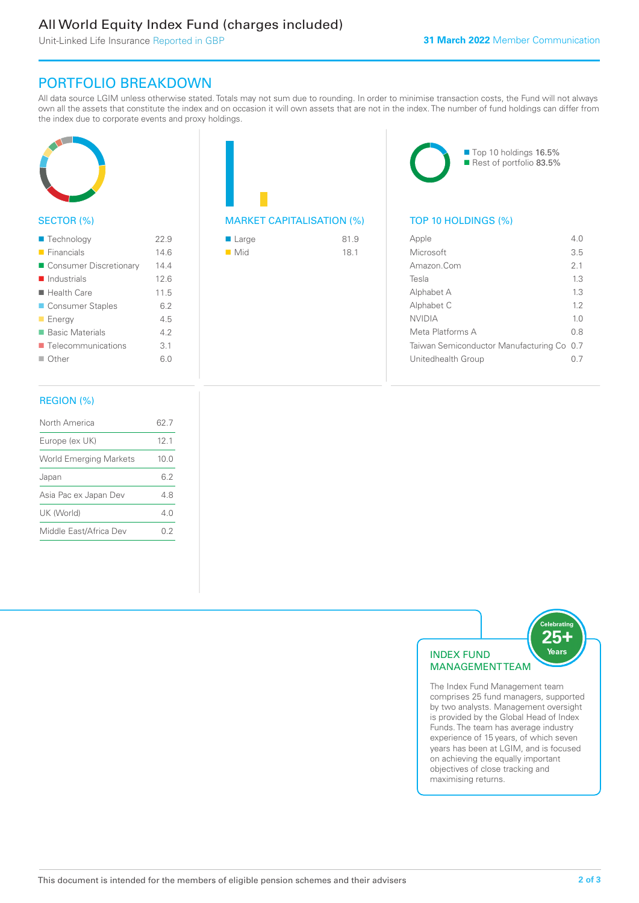# All World Equity Index Fund (charges included)

Unit-Linked Life Insurance Reported in GBP

**31 March 2022** Member Communication

## PORTFOLIO BREAKDOWN

All data source LGIM unless otherwise stated. Totals may not sum due to rounding. In order to minimise transaction costs, the Fund will not always own all the assets that constitute the index and on occasion it will own assets that are not in the index. The number of fund holdings can differ from the index due to corporate events and proxy holdings.

### SECTOR (%)

| Sector | % |
|---|---|
| Technology | 22.9 |
| Financials | 14.6 |
| Consumer Discretionary | 14.4 |
| Industrials | 12.6 |
| Health Care | 11.5 |
| Consumer Staples | 6.2 |
| Energy | 4.5 |
| Basic Materials | 4.2 |
| Telecommunications | 3.1 |
| Other | 6.0 |

### MARKET CAPITALISATION (%)

| Market Capitalisation | % |
|---|---|
| Large | 81.9 |
| Mid | 18.1 |

Top 10 holdings 16.5%
Rest of portfolio 83.5%

### TOP 10 HOLDINGS (%)

| Holding | % |
|---|---|
| Apple | 4.0 |
| Microsoft | 3.5 |
| Amazon.Com | 2.1 |
| Tesla | 1.3 |
| Alphabet A | 1.3 |
| Alphabet C | 1.2 |
| NVIDIA | 1.0 |
| Meta Platforms A | 0.8 |
| Taiwan Semiconductor Manufacturing Co | 0.7 |
| Unitedhealth Group | 0.7 |

### REGION (%)

| Region | % |
|---|---|
| North America | 62.7 |
| Europe (ex UK) | 12.1 |
| World Emerging Markets | 10.0 |
| Japan | 6.2 |
| Asia Pac ex Japan Dev | 4.8 |
| UK (World) | 4.0 |
| Middle East/Africa Dev | 0.2 |

### INDEX FUND MANAGEMENT TEAM

Celebrating 25+ Years

The Index Fund Management team comprises 25 fund managers, supported by two analysts. Management oversight is provided by the Global Head of Index Funds. The team has average industry experience of 15 years, of which seven years has been at LGIM, and is focused on achieving the equally important objectives of close tracking and maximising returns.

This document is intended for the members of eligible pension schemes and their advisers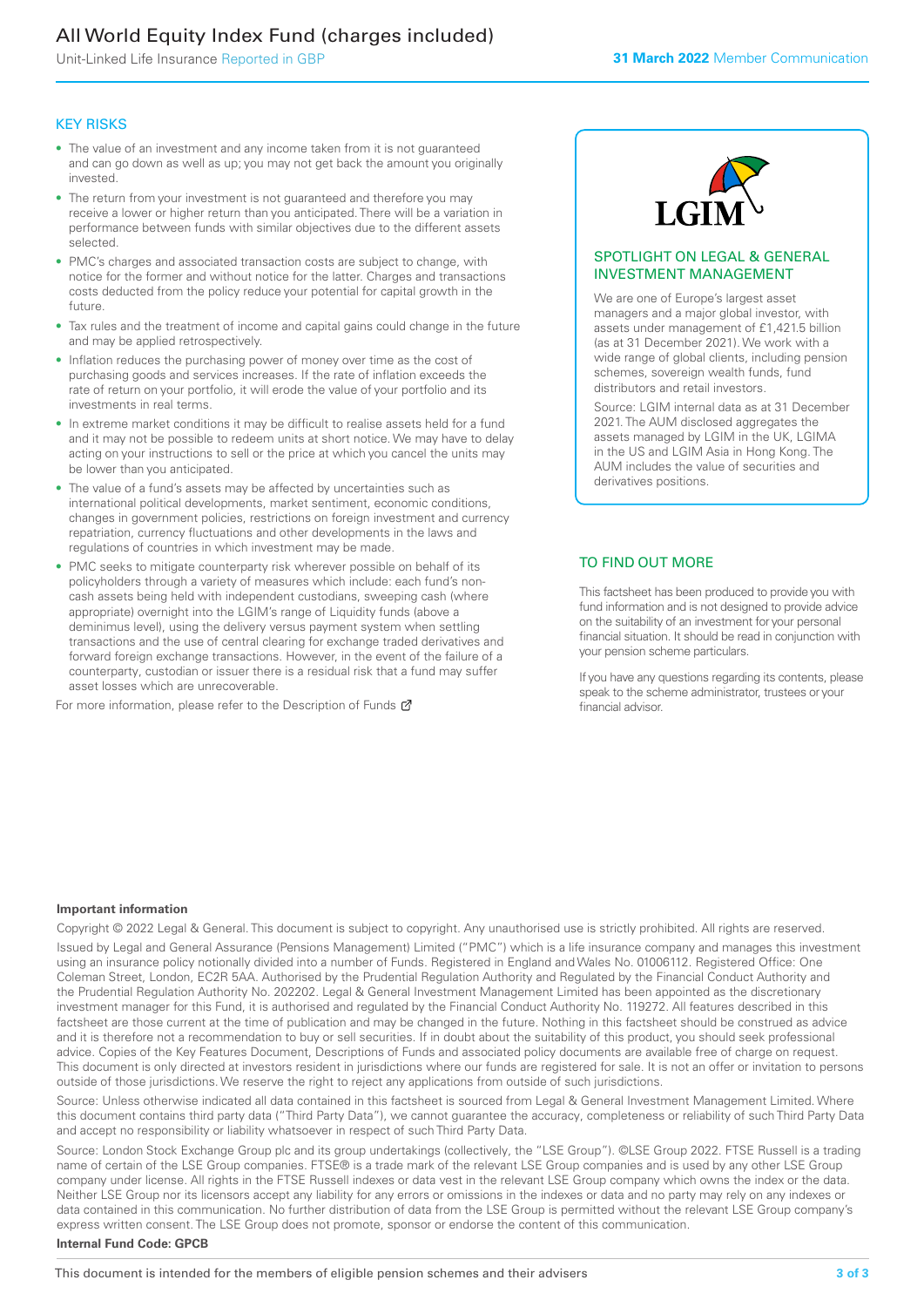# All World Equity Index Fund (charges included)

Unit-Linked Life Insurance Reported in GBP

**31 March 2022** Member Communication

## KEY RISKS

- The value of an investment and any income taken from it is not guaranteed and can go down as well as up; you may not get back the amount you originally invested.
- The return from your investment is not guaranteed and therefore you may receive a lower or higher return than you anticipated. There will be a variation in performance between funds with similar objectives due to the different assets selected.
- PMC's charges and associated transaction costs are subject to change, with notice for the former and without notice for the latter. Charges and transactions costs deducted from the policy reduce your potential for capital growth in the future.
- Tax rules and the treatment of income and capital gains could change in the future and may be applied retrospectively.
- Inflation reduces the purchasing power of money over time as the cost of purchasing goods and services increases. If the rate of inflation exceeds the rate of return on your portfolio, it will erode the value of your portfolio and its investments in real terms.
- In extreme market conditions it may be difficult to realise assets held for a fund and it may not be possible to redeem units at short notice. We may have to delay acting on your instructions to sell or the price at which you cancel the units may be lower than you anticipated.
- The value of a fund's assets may be affected by uncertainties such as international political developments, market sentiment, economic conditions, changes in government policies, restrictions on foreign investment and currency repatriation, currency fluctuations and other developments in the laws and regulations of countries in which investment may be made.
- PMC seeks to mitigate counterparty risk wherever possible on behalf of its policyholders through a variety of measures which include: each fund's non-cash assets being held with independent custodians, sweeping cash (where appropriate) overnight into the LGIM's range of Liquidity funds (above a deminimus level), using the delivery versus payment system when settling transactions and the use of central clearing for exchange traded derivatives and forward foreign exchange transactions. However, in the event of the failure of a counterparty, custodian or issuer there is a residual risk that a fund may suffer asset losses which are unrecoverable.

For more information, please refer to the Description of Funds

## SPOTLIGHT ON LEGAL & GENERAL INVESTMENT MANAGEMENT

We are one of Europe's largest asset managers and a major global investor, with assets under management of £1,421.5 billion (as at 31 December 2021). We work with a wide range of global clients, including pension schemes, sovereign wealth funds, fund distributors and retail investors.

Source: LGIM internal data as at 31 December 2021. The AUM disclosed aggregates the assets managed by LGIM in the UK, LGIMA in the US and LGIM Asia in Hong Kong. The AUM includes the value of securities and derivatives positions.

## TO FIND OUT MORE

This factsheet has been produced to provide you with fund information and is not designed to provide advice on the suitability of an investment for your personal financial situation. It should be read in conjunction with your pension scheme particulars.

If you have any questions regarding its contents, please speak to the scheme administrator, trustees or your financial advisor.

**Important information**

Copyright © 2022 Legal & General. This document is subject to copyright. Any unauthorised use is strictly prohibited. All rights are reserved.

Issued by Legal and General Assurance (Pensions Management) Limited ("PMC") which is a life insurance company and manages this investment using an insurance policy notionally divided into a number of Funds. Registered in England and Wales No. 01006112. Registered Office: One Coleman Street, London, EC2R 5AA. Authorised by the Prudential Regulation Authority and Regulated by the Financial Conduct Authority and the Prudential Regulation Authority No. 202202. Legal & General Investment Management Limited has been appointed as the discretionary investment manager for this Fund, it is authorised and regulated by the Financial Conduct Authority No. 119272. All features described in this factsheet are those current at the time of publication and may be changed in the future. Nothing in this factsheet should be construed as advice and it is therefore not a recommendation to buy or sell securities. If in doubt about the suitability of this product, you should seek professional advice. Copies of the Key Features Document, Descriptions of Funds and associated policy documents are available free of charge on request. This document is only directed at investors resident in jurisdictions where our funds are registered for sale. It is not an offer or invitation to persons outside of those jurisdictions. We reserve the right to reject any applications from outside of such jurisdictions.

Source: Unless otherwise indicated all data contained in this factsheet is sourced from Legal & General Investment Management Limited. Where this document contains third party data ("Third Party Data"), we cannot guarantee the accuracy, completeness or reliability of such Third Party Data and accept no responsibility or liability whatsoever in respect of such Third Party Data.

Source: London Stock Exchange Group plc and its group undertakings (collectively, the "LSE Group"). ©LSE Group 2022. FTSE Russell is a trading name of certain of the LSE Group companies. FTSE® is a trade mark of the relevant LSE Group companies and is used by any other LSE Group company under license. All rights in the FTSE Russell indexes or data vest in the relevant LSE Group company which owns the index or the data. Neither LSE Group nor its licensors accept any liability for any errors or omissions in the indexes or data and no party may rely on any indexes or data contained in this communication. No further distribution of data from the LSE Group is permitted without the relevant LSE Group company's express written consent. The LSE Group does not promote, sponsor or endorse the content of this communication.

**Internal Fund Code: GPCB**

This document is intended for the members of eligible pension schemes and their advisers